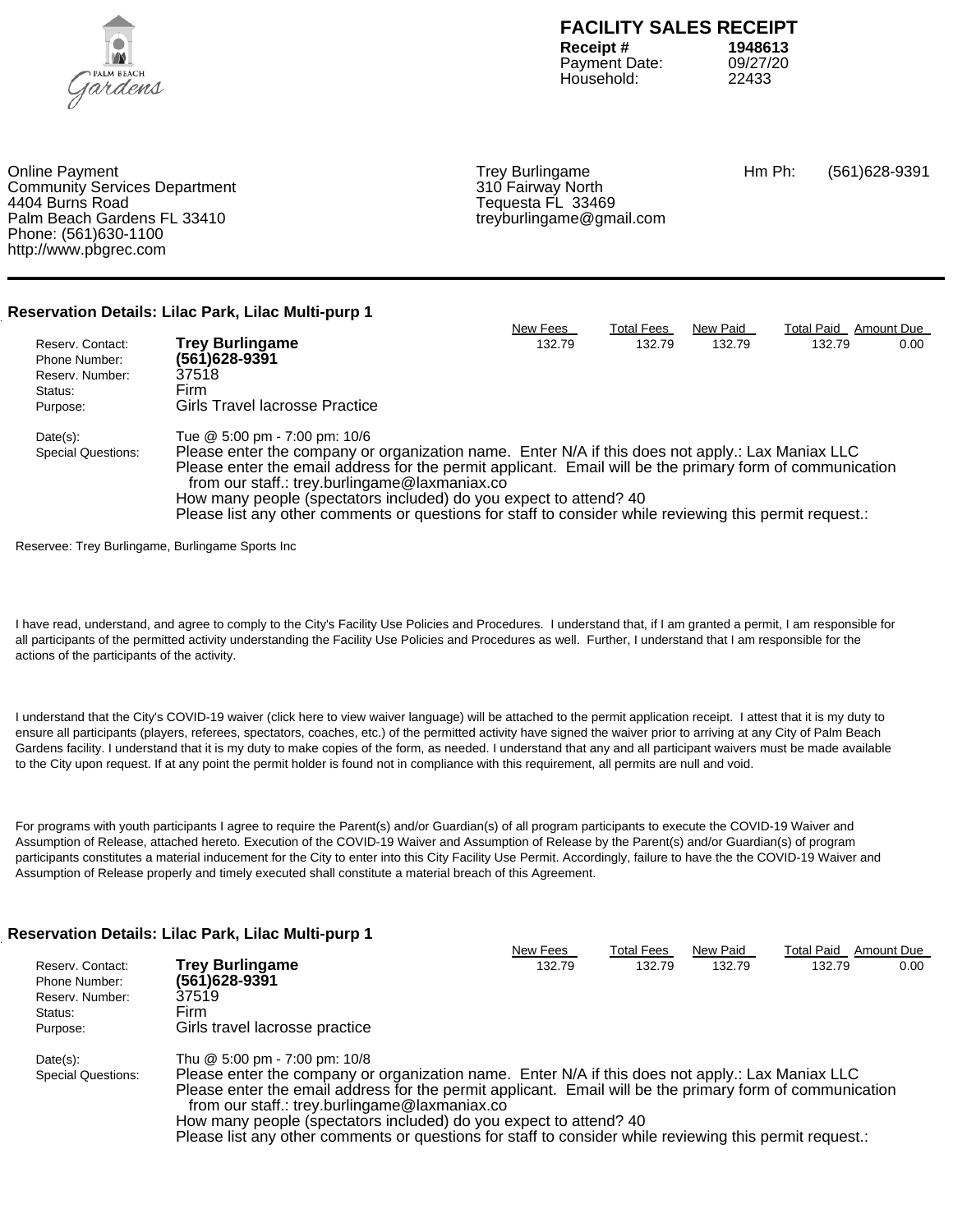# FACILITY SALES RECEIPT

**Receipt #** **1948613**
Payment Date: 09/27/20
Household: 22433

Online Payment
Community Services Department
4404 Burns Road
Palm Beach Gardens FL 33410
Phone: (561)630-1100
http://www.pbgrec.com

Trey Burlingame
310 Fairway North
Tequesta FL 33469
treyburlingame@gmail.com

Hm Ph: (561)628-9391

---

### Reservation Details: Lilac Park, Lilac Multi-purp 1

| New Fees | Total Fees | New Paid | Total Paid | Amount Due |
|---|---|---|---|---|
| 132.79 | 132.79 | 132.79 | 132.79 | 0.00 |

Reserv. Contact: **Trey Burlingame**
Phone Number: **(561)628-9391**
Reserv. Number: 37518
Status: Firm
Purpose: Girls Travel lacrosse Practice

Date(s): Tue @ 5:00 pm - 7:00 pm: 10/6
Special Questions: Please enter the company or organization name. Enter N/A if this does not apply.: Lax Maniax LLC
Please enter the email address for the permit applicant. Email will be the primary form of communication from our staff.: trey.burlingame@laxmaniax.co
How many people (spectators included) do you expect to attend? 40
Please list any other comments or questions for staff to consider while reviewing this permit request.:

Reservee: Trey Burlingame, Burlingame Sports Inc

I have read, understand, and agree to comply to the City's Facility Use Policies and Procedures. I understand that, if I am granted a permit, I am responsible for all participants of the permitted activity understanding the Facility Use Policies and Procedures as well. Further, I understand that I am responsible for the actions of the participants of the activity.

I understand that the City's COVID-19 waiver (click here to view waiver language) will be attached to the permit application receipt. I attest that it is my duty to ensure all participants (players, referees, spectators, coaches, etc.) of the permitted activity have signed the waiver prior to arriving at any City of Palm Beach Gardens facility. I understand that it is my duty to make copies of the form, as needed. I understand that any and all participant waivers must be made available to the City upon request. If at any point the permit holder is found not in compliance with this requirement, all permits are null and void.

For programs with youth participants I agree to require the Parent(s) and/or Guardian(s) of all program participants to execute the COVID-19 Waiver and Assumption of Release, attached hereto. Execution of the COVID-19 Waiver and Assumption of Release by the Parent(s) and/or Guardian(s) of program participants constitutes a material inducement for the City to enter into this City Facility Use Permit. Accordingly, failure to have the the COVID-19 Waiver and Assumption of Release properly and timely executed shall constitute a material breach of this Agreement.

### Reservation Details: Lilac Park, Lilac Multi-purp 1

| New Fees | Total Fees | New Paid | Total Paid | Amount Due |
|---|---|---|---|---|
| 132.79 | 132.79 | 132.79 | 132.79 | 0.00 |

Reserv. Contact: **Trey Burlingame**
Phone Number: **(561)628-9391**
Reserv. Number: 37519
Status: Firm
Purpose: Girls travel lacrosse practice

Date(s): Thu @ 5:00 pm - 7:00 pm: 10/8
Special Questions: Please enter the company or organization name. Enter N/A if this does not apply.: Lax Maniax LLC
Please enter the email address for the permit applicant. Email will be the primary form of communication from our staff.: trey.burlingame@laxmaniax.co
How many people (spectators included) do you expect to attend? 40
Please list any other comments or questions for staff to consider while reviewing this permit request.: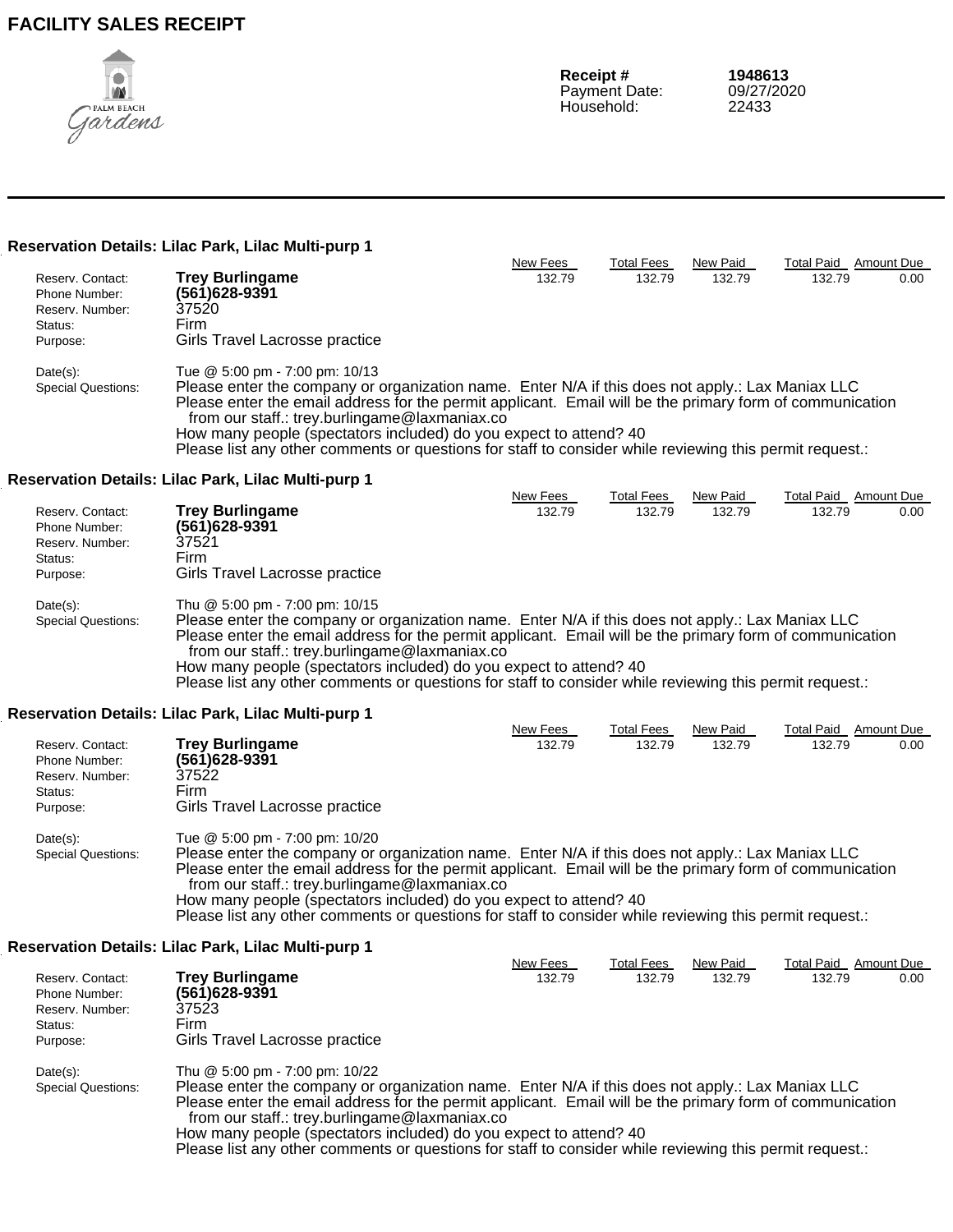# FACILITY SALES RECEIPT

Palm Beach Gardens

**Receipt #** 1948613
Payment Date: 09/27/2020
Household: 22433

---

### Reservation Details: Lilac Park, Lilac Multi-purp 1

| New Fees | Total Fees | New Paid | Total Paid | Amount Due |
|---|---|---|---|---|
| 132.79 | 132.79 | 132.79 | 132.79 | 0.00 |

Reserv. Contact: **Trey Burlingame**
Phone Number: **(561)628-9391**
Reserv. Number: 37520
Status: Firm
Purpose: Girls Travel Lacrosse practice

Date(s): Tue @ 5:00 pm - 7:00 pm: 10/13
Special Questions: Please enter the company or organization name. Enter N/A if this does not apply.: Lax Maniax LLC
Please enter the email address for the permit applicant. Email will be the primary form of communication from our staff.: trey.burlingame@laxmaniax.co
How many people (spectators included) do you expect to attend? 40
Please list any other comments or questions for staff to consider while reviewing this permit request.:

### Reservation Details: Lilac Park, Lilac Multi-purp 1

| New Fees | Total Fees | New Paid | Total Paid | Amount Due |
|---|---|---|---|---|
| 132.79 | 132.79 | 132.79 | 132.79 | 0.00 |

Reserv. Contact: **Trey Burlingame**
Phone Number: **(561)628-9391**
Reserv. Number: 37521
Status: Firm
Purpose: Girls Travel Lacrosse practice

Date(s): Thu @ 5:00 pm - 7:00 pm: 10/15
Special Questions: Please enter the company or organization name. Enter N/A if this does not apply.: Lax Maniax LLC
Please enter the email address for the permit applicant. Email will be the primary form of communication from our staff.: trey.burlingame@laxmaniax.co
How many people (spectators included) do you expect to attend? 40
Please list any other comments or questions for staff to consider while reviewing this permit request.:

### Reservation Details: Lilac Park, Lilac Multi-purp 1

| New Fees | Total Fees | New Paid | Total Paid | Amount Due |
|---|---|---|---|---|
| 132.79 | 132.79 | 132.79 | 132.79 | 0.00 |

Reserv. Contact: **Trey Burlingame**
Phone Number: **(561)628-9391**
Reserv. Number: 37522
Status: Firm
Purpose: Girls Travel Lacrosse practice

Date(s): Tue @ 5:00 pm - 7:00 pm: 10/20
Special Questions: Please enter the company or organization name. Enter N/A if this does not apply.: Lax Maniax LLC
Please enter the email address for the permit applicant. Email will be the primary form of communication from our staff.: trey.burlingame@laxmaniax.co
How many people (spectators included) do you expect to attend? 40
Please list any other comments or questions for staff to consider while reviewing this permit request.:

### Reservation Details: Lilac Park, Lilac Multi-purp 1

| New Fees | Total Fees | New Paid | Total Paid | Amount Due |
|---|---|---|---|---|
| 132.79 | 132.79 | 132.79 | 132.79 | 0.00 |

Reserv. Contact: **Trey Burlingame**
Phone Number: **(561)628-9391**
Reserv. Number: 37523
Status: Firm
Purpose: Girls Travel Lacrosse practice

Date(s): Thu @ 5:00 pm - 7:00 pm: 10/22
Special Questions: Please enter the company or organization name. Enter N/A if this does not apply.: Lax Maniax LLC
Please enter the email address for the permit applicant. Email will be the primary form of communication from our staff.: trey.burlingame@laxmaniax.co
How many people (spectators included) do you expect to attend? 40
Please list any other comments or questions for staff to consider while reviewing this permit request.: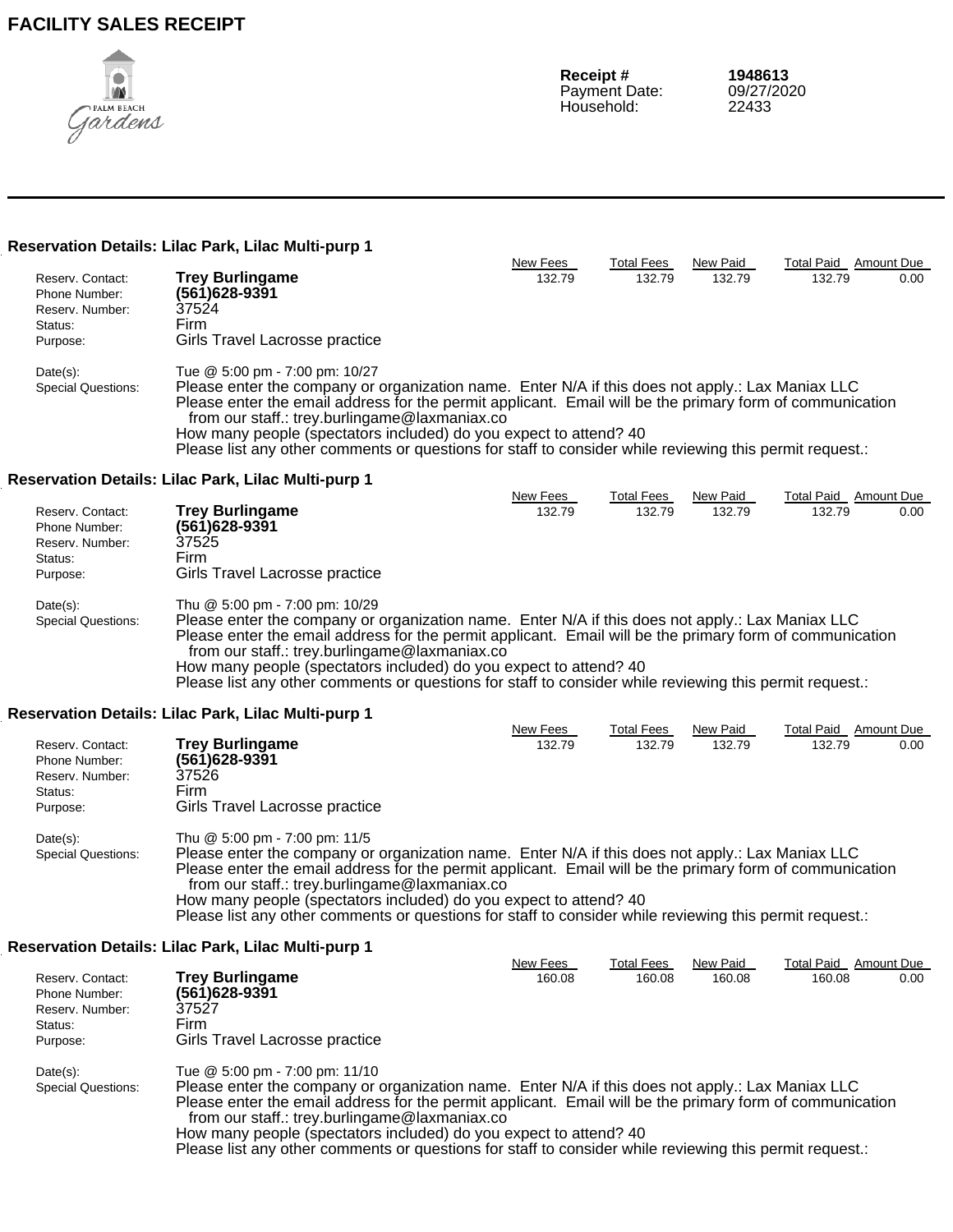# FACILITY SALES RECEIPT

Palm Beach Gardens

**Receipt #** **1948613**
Payment Date: 09/27/2020
Household: 22433

---

### Reservation Details: Lilac Park, Lilac Multi-purp 1

| New Fees | Total Fees | New Paid | Total Paid | Amount Due |
|---|---|---|---|---|
| 132.79 | 132.79 | 132.79 | 132.79 | 0.00 |

Reserv. Contact: **Trey Burlingame**
Phone Number: **(561)628-9391**
Reserv. Number: 37524
Status: Firm
Purpose: Girls Travel Lacrosse practice

Date(s): Tue @ 5:00 pm - 7:00 pm: 10/27
Special Questions: Please enter the company or organization name. Enter N/A if this does not apply.: Lax Maniax LLC
Please enter the email address for the permit applicant. Email will be the primary form of communication from our staff.: trey.burlingame@laxmaniax.co
How many people (spectators included) do you expect to attend? 40
Please list any other comments or questions for staff to consider while reviewing this permit request.:

### Reservation Details: Lilac Park, Lilac Multi-purp 1

| New Fees | Total Fees | New Paid | Total Paid | Amount Due |
|---|---|---|---|---|
| 132.79 | 132.79 | 132.79 | 132.79 | 0.00 |

Reserv. Contact: **Trey Burlingame**
Phone Number: **(561)628-9391**
Reserv. Number: 37525
Status: Firm
Purpose: Girls Travel Lacrosse practice

Date(s): Thu @ 5:00 pm - 7:00 pm: 10/29
Special Questions: Please enter the company or organization name. Enter N/A if this does not apply.: Lax Maniax LLC
Please enter the email address for the permit applicant. Email will be the primary form of communication from our staff.: trey.burlingame@laxmaniax.co
How many people (spectators included) do you expect to attend? 40
Please list any other comments or questions for staff to consider while reviewing this permit request.:

### Reservation Details: Lilac Park, Lilac Multi-purp 1

| New Fees | Total Fees | New Paid | Total Paid | Amount Due |
|---|---|---|---|---|
| 132.79 | 132.79 | 132.79 | 132.79 | 0.00 |

Reserv. Contact: **Trey Burlingame**
Phone Number: **(561)628-9391**
Reserv. Number: 37526
Status: Firm
Purpose: Girls Travel Lacrosse practice

Date(s): Thu @ 5:00 pm - 7:00 pm: 11/5
Special Questions: Please enter the company or organization name. Enter N/A if this does not apply.: Lax Maniax LLC
Please enter the email address for the permit applicant. Email will be the primary form of communication from our staff.: trey.burlingame@laxmaniax.co
How many people (spectators included) do you expect to attend? 40
Please list any other comments or questions for staff to consider while reviewing this permit request.:

### Reservation Details: Lilac Park, Lilac Multi-purp 1

| New Fees | Total Fees | New Paid | Total Paid | Amount Due |
|---|---|---|---|---|
| 160.08 | 160.08 | 160.08 | 160.08 | 0.00 |

Reserv. Contact: **Trey Burlingame**
Phone Number: **(561)628-9391**
Reserv. Number: 37527
Status: Firm
Purpose: Girls Travel Lacrosse practice

Date(s): Tue @ 5:00 pm - 7:00 pm: 11/10
Special Questions: Please enter the company or organization name. Enter N/A if this does not apply.: Lax Maniax LLC
Please enter the email address for the permit applicant. Email will be the primary form of communication from our staff.: trey.burlingame@laxmaniax.co
How many people (spectators included) do you expect to attend? 40
Please list any other comments or questions for staff to consider while reviewing this permit request.: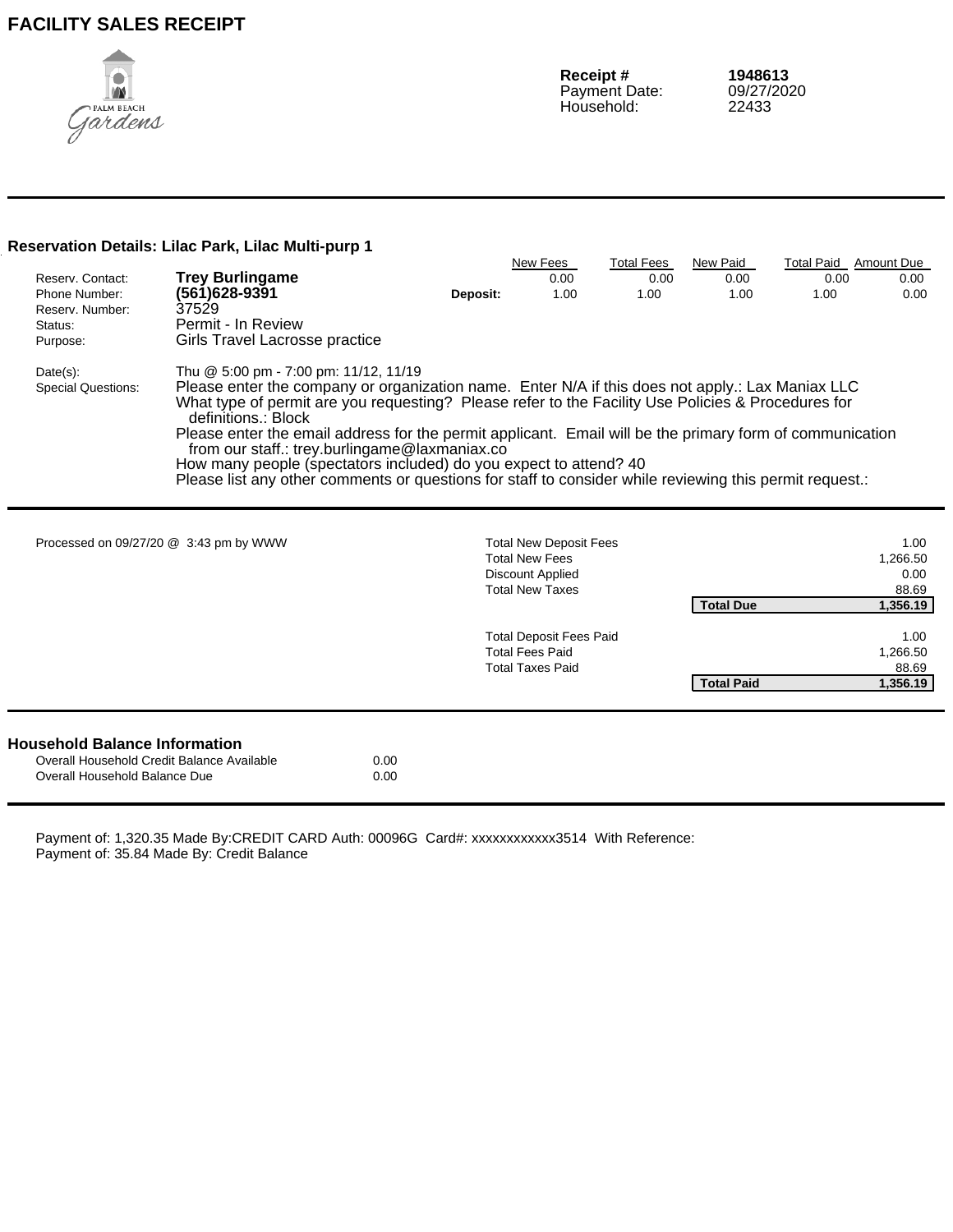# FACILITY SALES RECEIPT

Palm Beach Gardens

| | |
|---|---|
| **Receipt #** | **1948613** |
| Payment Date: | 09/27/2020 |
| Household: | 22433 |

## Reservation Details: Lilac Park, Lilac Multi-purp 1

| | | | New Fees | Total Fees | New Paid | Total Paid | Amount Due |
|---|---|---|---|---|---|---|---|
| Reserv. Contact: | **Trey Burlingame** | | 0.00 | 0.00 | 0.00 | 0.00 | 0.00 |
| Phone Number: | **(561)628-9391** | **Deposit:** | 1.00 | 1.00 | 1.00 | 1.00 | 0.00 |
| Reserv. Number: | 37529 | | | | | | |
| Status: | Permit - In Review | | | | | | |
| Purpose: | Girls Travel Lacrosse practice | | | | | | |

Date(s): Thu @ 5:00 pm - 7:00 pm: 11/12, 11/19

Special Questions:
Please enter the company or organization name. Enter N/A if this does not apply.: Lax Maniax LLC
What type of permit are you requesting? Please refer to the Facility Use Policies & Procedures for definitions.: Block
Please enter the email address for the permit applicant. Email will be the primary form of communication from our staff.: trey.burlingame@laxmaniax.co
How many people (spectators included) do you expect to attend? 40
Please list any other comments or questions for staff to consider while reviewing this permit request.:

Processed on 09/27/20 @ 3:43 pm by WWW

| | |
|---|---|
| Total New Deposit Fees | 1.00 |
| Total New Fees | 1,266.50 |
| Discount Applied | 0.00 |
| Total New Taxes | 88.69 |
| **Total Due** | **1,356.19** |
| Total Deposit Fees Paid | 1.00 |
| Total Fees Paid | 1,266.50 |
| Total Taxes Paid | 88.69 |
| **Total Paid** | **1,356.19** |

## Household Balance Information

| | |
|---|---|
| Overall Household Credit Balance Available | 0.00 |
| Overall Household Balance Due | 0.00 |

Payment of: 1,320.35 Made By:CREDIT CARD Auth: 00096G Card#: xxxxxxxxxxxx3514 With Reference:
Payment of: 35.84 Made By: Credit Balance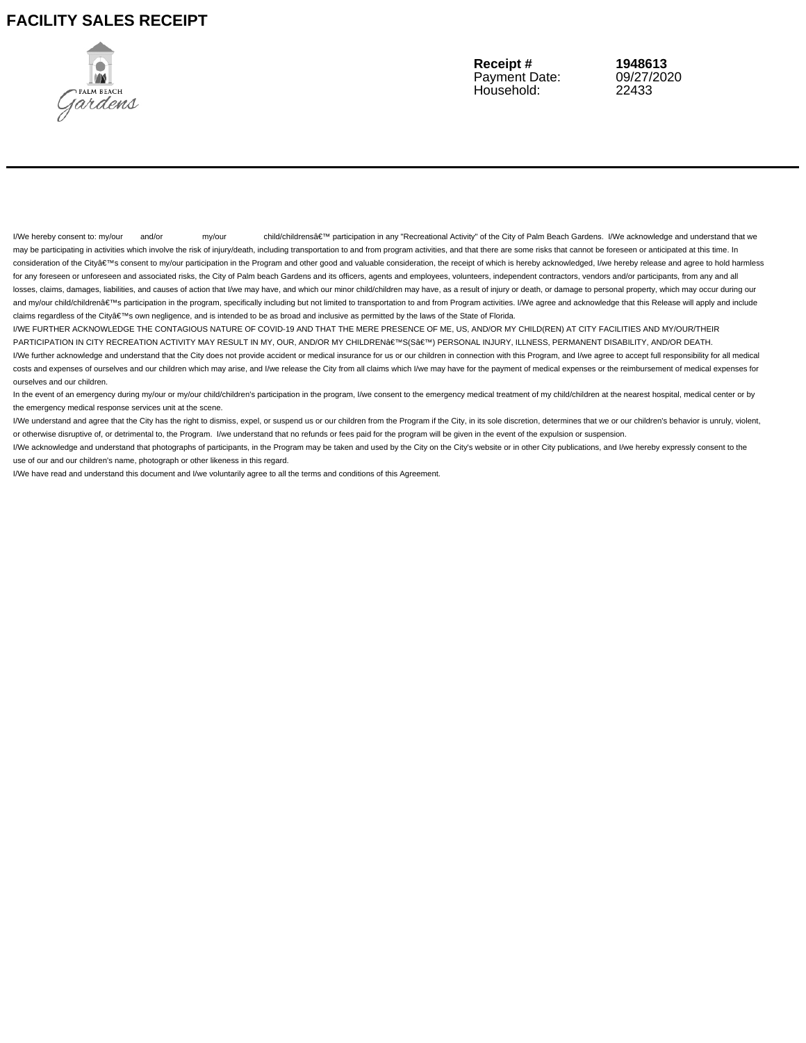# FACILITY SALES RECEIPT

PALM BEACH Gardens

**Receipt #** **1948613**
Payment Date: 09/27/2020
Household: 22433

---

I/We hereby consent to: my/our and/or my/our child/childrensâ€™ participation in any "Recreational Activity" of the City of Palm Beach Gardens. I/We acknowledge and understand that we may be participating in activities which involve the risk of injury/death, including transportation to and from program activities, and that there are some risks that cannot be foreseen or anticipated at this time. In consideration of the Cityâ€™s consent to my/our participation in the Program and other good and valuable consideration, the receipt of which is hereby acknowledged, I/we hereby release and agree to hold harmless for any foreseen or unforeseen and associated risks, the City of Palm beach Gardens and its officers, agents and employees, volunteers, independent contractors, vendors and/or participants, from any and all losses, claims, damages, liabilities, and causes of action that I/we may have, and which our minor child/children may have, as a result of injury or death, or damage to personal property, which may occur during our and my/our child/childrenâ€™s participation in the program, specifically including but not limited to transportation to and from Program activities. I/We agree and acknowledge that this Release will apply and include claims regardless of the Cityâ€™s own negligence, and is intended to be as broad and inclusive as permitted by the laws of the State of Florida.

I/WE FURTHER ACKNOWLEDGE THE CONTAGIOUS NATURE OF COVID-19 AND THAT THE MERE PRESENCE OF ME, US, AND/OR MY CHILD(REN) AT CITY FACILITIES AND MY/OUR/THEIR PARTICIPATION IN CITY RECREATION ACTIVITY MAY RESULT IN MY, OUR, AND/OR MY CHILDRENâ€™S(Sâ€™) PERSONAL INJURY, ILLNESS, PERMANENT DISABILITY, AND/OR DEATH.

I/We further acknowledge and understand that the City does not provide accident or medical insurance for us or our children in connection with this Program, and I/we agree to accept full responsibility for all medical costs and expenses of ourselves and our children which may arise, and I/we release the City from all claims which I/we may have for the payment of medical expenses or the reimbursement of medical expenses for ourselves and our children.

In the event of an emergency during my/our or my/our child/children's participation in the program, I/we consent to the emergency medical treatment of my child/children at the nearest hospital, medical center or by the emergency medical response services unit at the scene.

I/We understand and agree that the City has the right to dismiss, expel, or suspend us or our children from the Program if the City, in its sole discretion, determines that we or our children's behavior is unruly, violent, or otherwise disruptive of, or detrimental to, the Program. I/we understand that no refunds or fees paid for the program will be given in the event of the expulsion or suspension.

I/We acknowledge and understand that photographs of participants, in the Program may be taken and used by the City on the City's website or in other City publications, and I/we hereby expressly consent to the use of our and our children's name, photograph or other likeness in this regard.

I/We have read and understand this document and I/we voluntarily agree to all the terms and conditions of this Agreement.